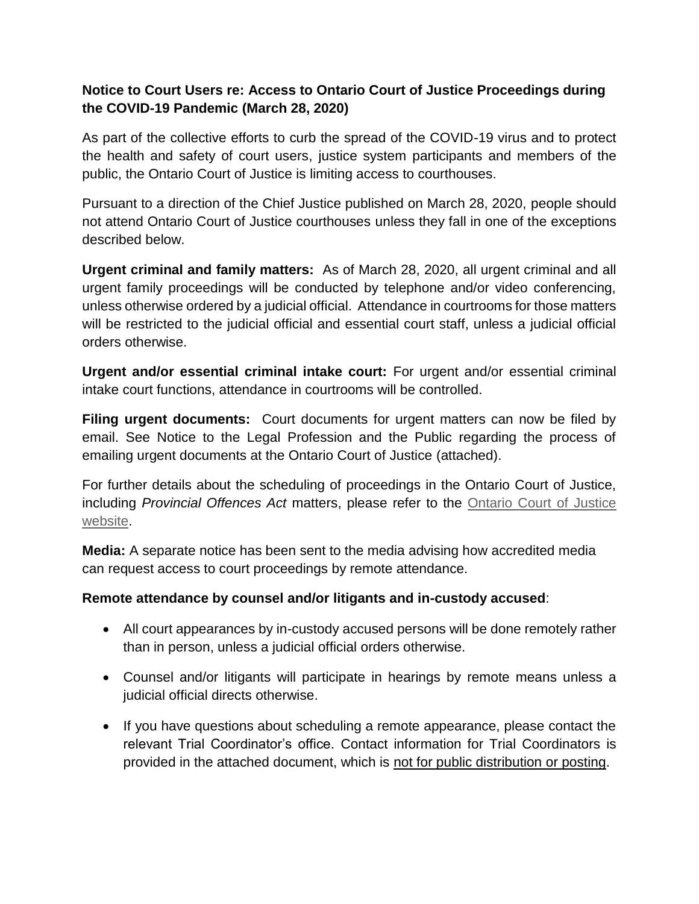**Notice to Court Users re: Access to Ontario Court of Justice Proceedings during the COVID-19 Pandemic (March 28, 2020)**

As part of the collective efforts to curb the spread of the COVID-19 virus and to protect the health and safety of court users, justice system participants and members of the public, the Ontario Court of Justice is limiting access to courthouses.

Pursuant to a direction of the Chief Justice published on March 28, 2020, people should not attend Ontario Court of Justice courthouses unless they fall in one of the exceptions described below.

**Urgent criminal and family matters:** As of March 28, 2020, all urgent criminal and all urgent family proceedings will be conducted by telephone and/or video conferencing, unless otherwise ordered by a judicial official. Attendance in courtrooms for those matters will be restricted to the judicial official and essential court staff, unless a judicial official orders otherwise.

**Urgent and/or essential criminal intake court:** For urgent and/or essential criminal intake court functions, attendance in courtrooms will be controlled.

**Filing urgent documents:** Court documents for urgent matters can now be filed by email. See Notice to the Legal Profession and the Public regarding the process of emailing urgent documents at the Ontario Court of Justice (attached).

For further details about the scheduling of proceedings in the Ontario Court of Justice, including *Provincial Offences Act* matters, please refer to the Ontario Court of Justice website.

**Media:** A separate notice has been sent to the media advising how accredited media can request access to court proceedings by remote attendance.

**Remote attendance by counsel and/or litigants and in-custody accused**:

- All court appearances by in-custody accused persons will be done remotely rather than in person, unless a judicial official orders otherwise.
- Counsel and/or litigants will participate in hearings by remote means unless a judicial official directs otherwise.
- If you have questions about scheduling a remote appearance, please contact the relevant Trial Coordinator's office. Contact information for Trial Coordinators is provided in the attached document, which is not for public distribution or posting.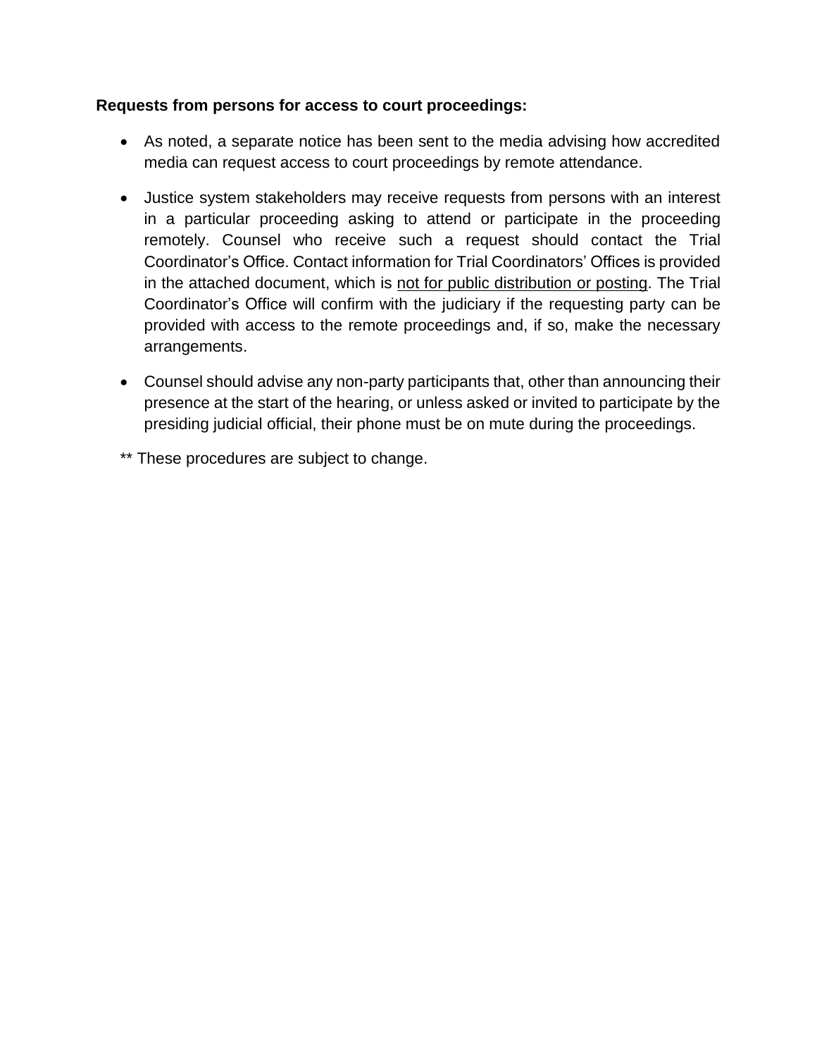**Requests from persons for access to court proceedings:**

- As noted, a separate notice has been sent to the media advising how accredited media can request access to court proceedings by remote attendance.
- Justice system stakeholders may receive requests from persons with an interest in a particular proceeding asking to attend or participate in the proceeding remotely. Counsel who receive such a request should contact the Trial Coordinator's Office. Contact information for Trial Coordinators' Offices is provided in the attached document, which is <u>not for public distribution or posting</u>. The Trial Coordinator's Office will confirm with the judiciary if the requesting party can be provided with access to the remote proceedings and, if so, make the necessary arrangements.
- Counsel should advise any non-party participants that, other than announcing their presence at the start of the hearing, or unless asked or invited to participate by the presiding judicial official, their phone must be on mute during the proceedings.

** These procedures are subject to change.